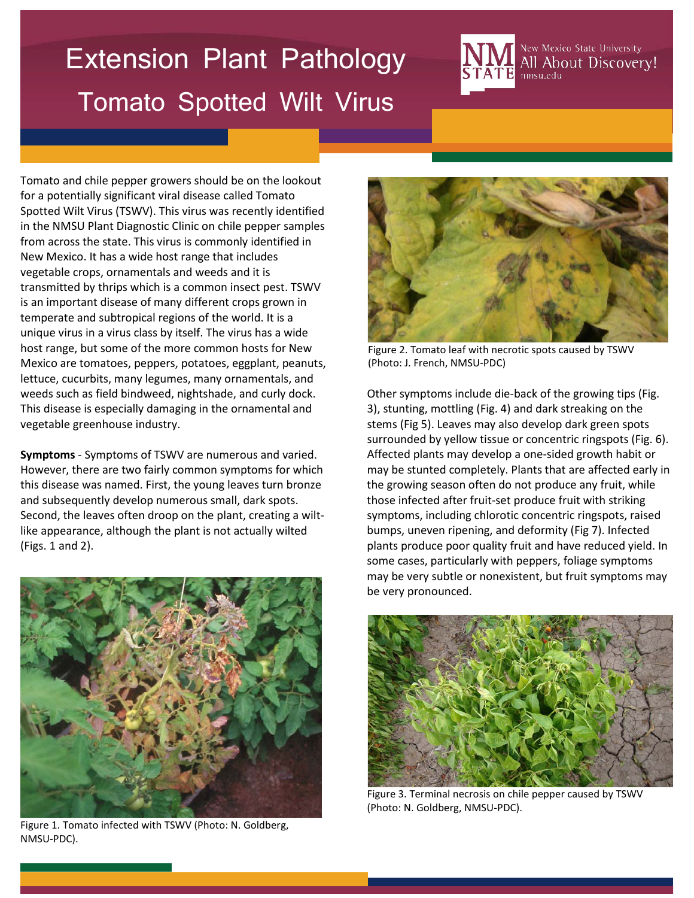# Extension Plant Pathology

## Tomato Spotted Wilt Virus

Tomato and chile pepper growers should be on the lookout for a potentially significant viral disease called Tomato Spotted Wilt Virus (TSWV). This virus was recently identified in the NMSU Plant Diagnostic Clinic on chile pepper samples from across the state. This virus is commonly identified in New Mexico. It has a wide host range that includes vegetable crops, ornamentals and weeds and it is transmitted by thrips which is a common insect pest. TSWV is an important disease of many different crops grown in temperate and subtropical regions of the world. It is a unique virus in a virus class by itself. The virus has a wide host range, but some of the more common hosts for New Mexico are tomatoes, peppers, potatoes, eggplant, peanuts, lettuce, cucurbits, many legumes, many ornamentals, and weeds such as field bindweed, nightshade, and curly dock. This disease is especially damaging in the ornamental and vegetable greenhouse industry.

**Symptoms** - Symptoms of TSWV are numerous and varied. However, there are two fairly common symptoms for which this disease was named. First, the young leaves turn bronze and subsequently develop numerous small, dark spots. Second, the leaves often droop on the plant, creating a wilt-like appearance, although the plant is not actually wilted (Figs. 1 and 2).

Figure 1. Tomato infected with TSWV (Photo: N. Goldberg, NMSU-PDC).

Figure 2. Tomato leaf with necrotic spots caused by TSWV (Photo: J. French, NMSU-PDC)

Other symptoms include die-back of the growing tips (Fig. 3), stunting, mottling (Fig. 4) and dark streaking on the stems (Fig 5). Leaves may also develop dark green spots surrounded by yellow tissue or concentric ringspots (Fig. 6). Affected plants may develop a one-sided growth habit or may be stunted completely. Plants that are affected early in the growing season often do not produce any fruit, while those infected after fruit-set produce fruit with striking symptoms, including chlorotic concentric ringspots, raised bumps, uneven ripening, and deformity (Fig 7). Infected plants produce poor quality fruit and have reduced yield. In some cases, particularly with peppers, foliage symptoms may be very subtle or nonexistent, but fruit symptoms may be very pronounced.

Figure 3. Terminal necrosis on chile pepper caused by TSWV (Photo: N. Goldberg, NMSU-PDC).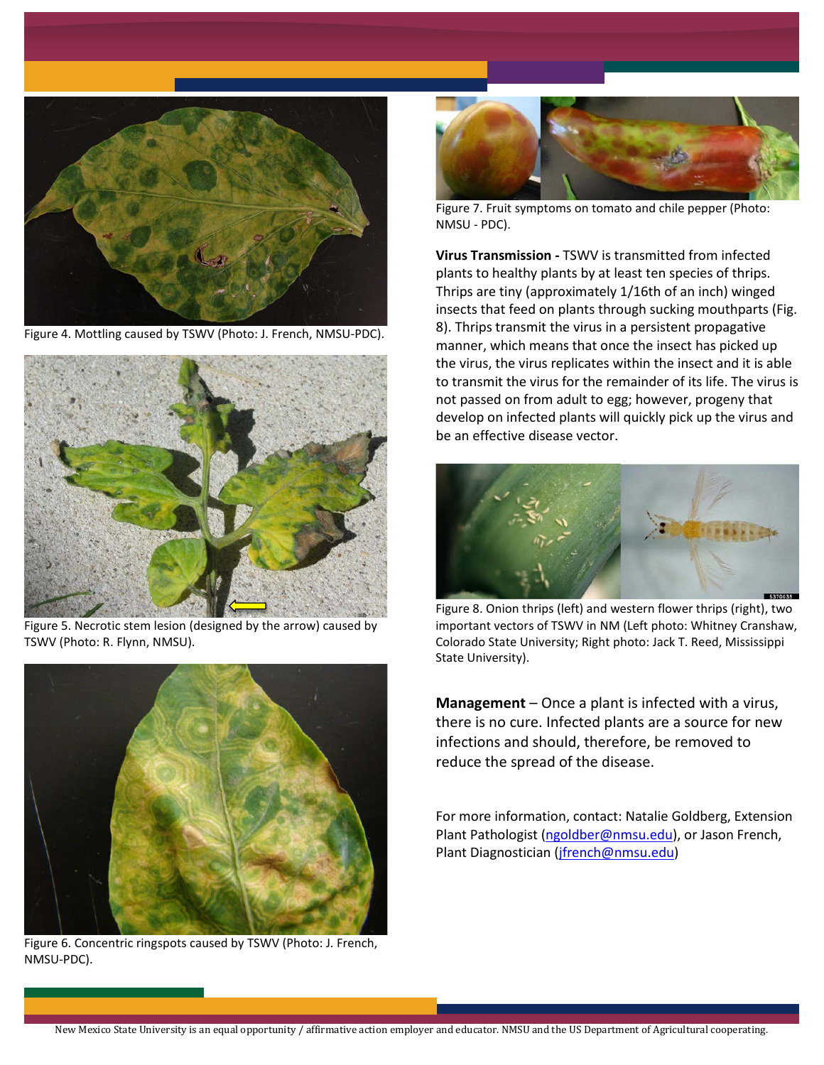Figure 4. Mottling caused by TSWV (Photo: J. French, NMSU-PDC).

Figure 5. Necrotic stem lesion (designed by the arrow) caused by TSWV (Photo: R. Flynn, NMSU).

Figure 6. Concentric ringspots caused by TSWV (Photo: J. French, NMSU-PDC).

Figure 7. Fruit symptoms on tomato and chile pepper (Photo: NMSU - PDC).

**Virus Transmission -** TSWV is transmitted from infected plants to healthy plants by at least ten species of thrips. Thrips are tiny (approximately 1/16th of an inch) winged insects that feed on plants through sucking mouthparts (Fig. 8). Thrips transmit the virus in a persistent propagative manner, which means that once the insect has picked up the virus, the virus replicates within the insect and it is able to transmit the virus for the remainder of its life. The virus is not passed on from adult to egg; however, progeny that develop on infected plants will quickly pick up the virus and be an effective disease vector.

Figure 8. Onion thrips (left) and western flower thrips (right), two important vectors of TSWV in NM (Left photo: Whitney Cranshaw, Colorado State University; Right photo: Jack T. Reed, Mississippi State University).

**Management** – Once a plant is infected with a virus, there is no cure. Infected plants are a source for new infections and should, therefore, be removed to reduce the spread of the disease.

For more information, contact: Natalie Goldberg, Extension Plant Pathologist (ngoldber@nmsu.edu), or Jason French, Plant Diagnostician (jfrench@nmsu.edu)

New Mexico State University is an equal opportunity / affirmative action employer and educator. NMSU and the US Department of Agricultural cooperating.